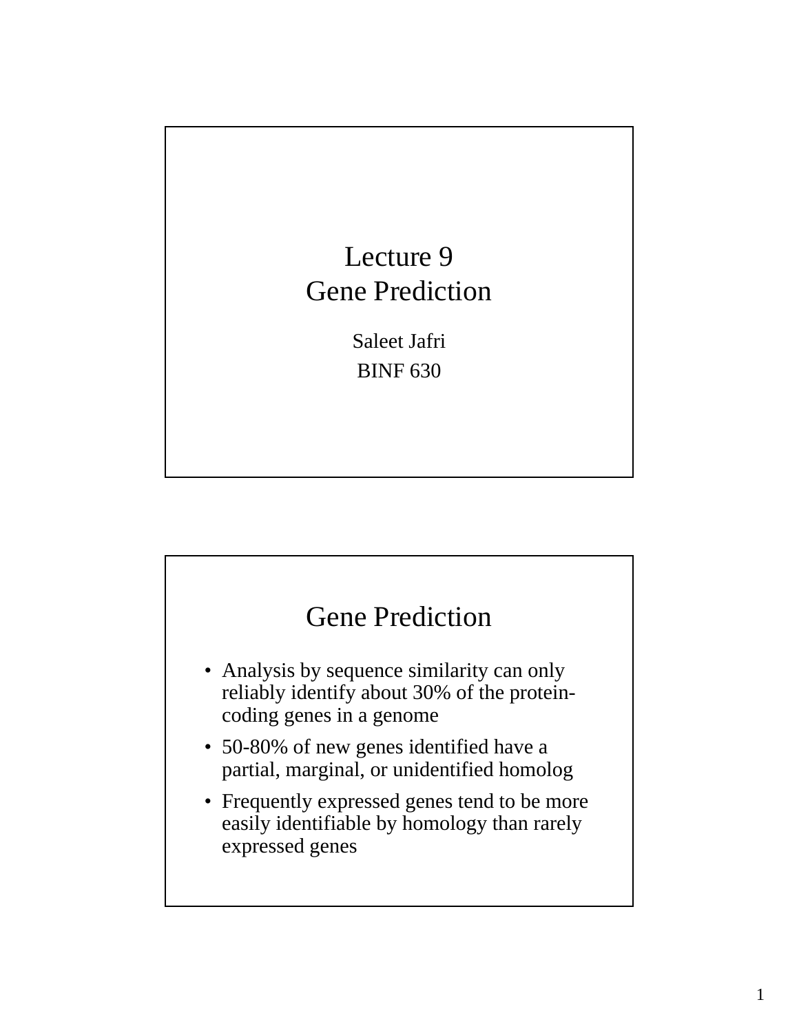# Lecture 9
# Gene Prediction

Saleet Jafri

BINF 630

## Gene Prediction

- Analysis by sequence similarity can only reliably identify about 30% of the protein-coding genes in a genome
- 50-80% of new genes identified have a partial, marginal, or unidentified homolog
- Frequently expressed genes tend to be more easily identifiable by homology than rarely expressed genes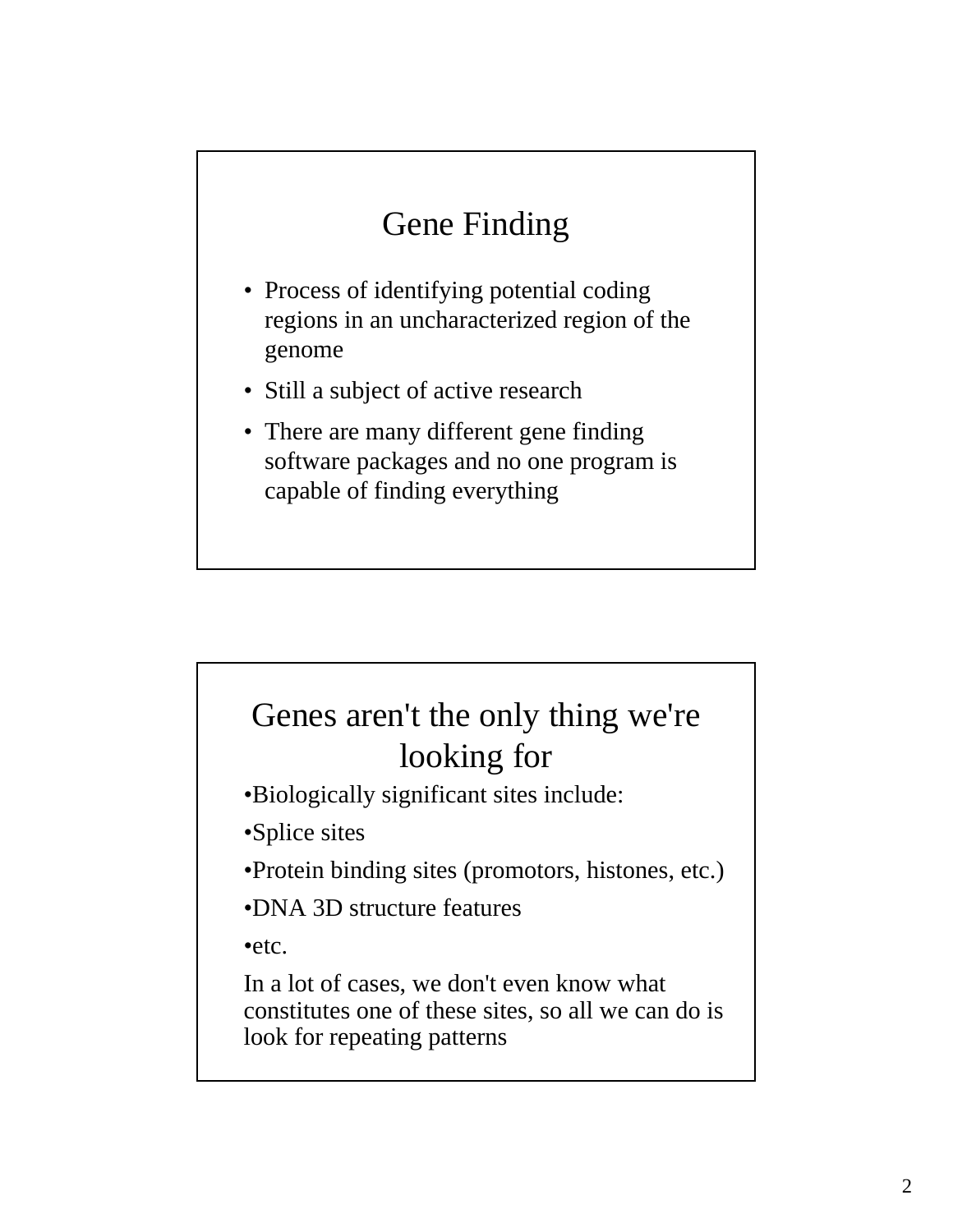## Gene Finding

- Process of identifying potential coding regions in an uncharacterized region of the genome
- Still a subject of active research
- There are many different gene finding software packages and no one program is capable of finding everything

## Genes aren't the only thing we're looking for

- Biologically significant sites include:
- Splice sites
- Protein binding sites (promotors, histones, etc.)
- DNA 3D structure features
- etc.

In a lot of cases, we don't even know what constitutes one of these sites, so all we can do is look for repeating patterns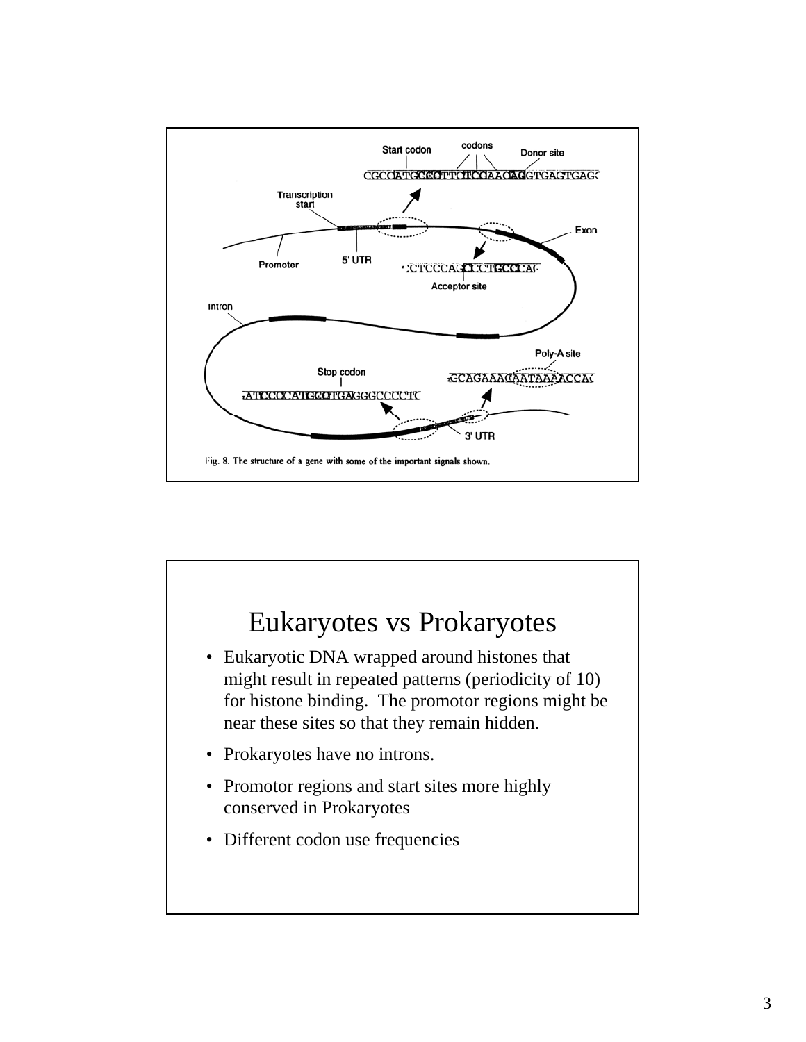Start codon

codons

Donor site

CGCCATGCCCTTCTCCAACAGGTGAGTGAGC

Transcription start

Promoter

5' UTR

Exon

CTCCCAGCCCTGCCCAG

Acceptor site

Intron

Poly-A site

Stop codon

GCAGAAACAATAAAACCAC

ATCCCCATGCCTGAGGGCCCCTC

3' UTR

Fig. 8. The structure of a gene with some of the important signals shown.

# Eukaryotes vs Prokaryotes

- Eukaryotic DNA wrapped around histones that might result in repeated patterns (periodicity of 10) for histone binding. The promotor regions might be near these sites so that they remain hidden.
- Prokaryotes have no introns.
- Promotor regions and start sites more highly conserved in Prokaryotes
- Different codon use frequencies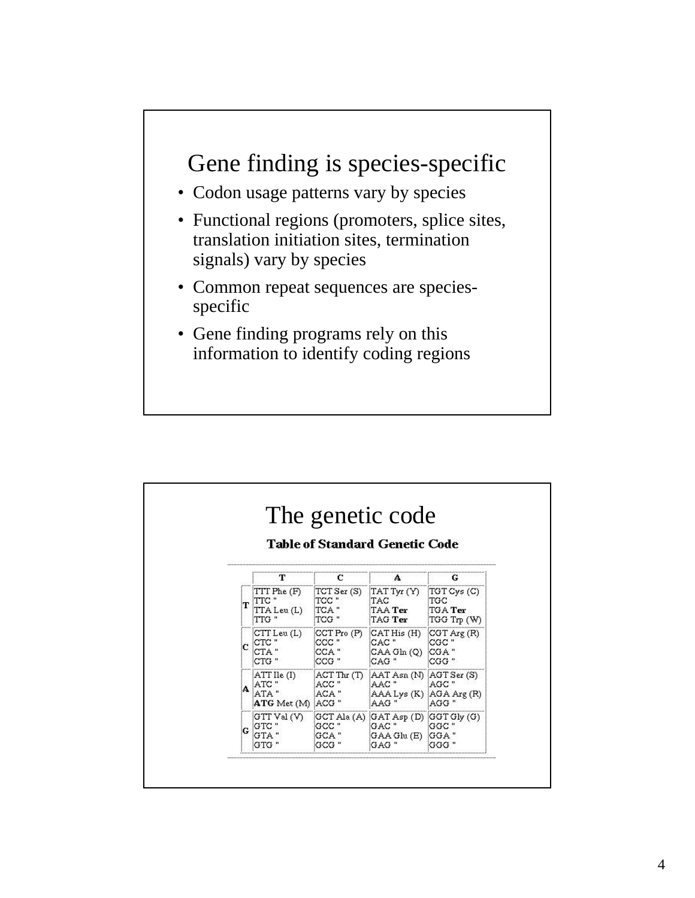## Gene finding is species-specific

- Codon usage patterns vary by species
- Functional regions (promoters, splice sites, translation initiation sites, termination signals) vary by species
- Common repeat sequences are species-specific
- Gene finding programs rely on this information to identify coding regions

## The genetic code

**Table of Standard Genetic Code**

| | T | C | A | G |
|---|---|---|---|---|
| **T** | TTT Phe (F)<br>TTC "<br>TTA Leu (L)<br>TTG " | TCT Ser (S)<br>TCC "<br>TCA "<br>TCG " | TAT Tyr (Y)<br>TAC<br>TAA **Ter**<br>TAG **Ter** | TGT Cys (C)<br>TGC<br>TGA **Ter**<br>TGG Trp (W) |
| **C** | CTT Leu (L)<br>CTC "<br>CTA "<br>CTG " | CCT Pro (P)<br>CCC "<br>CCA "<br>CCG " | CAT His (H)<br>CAC "<br>CAA Gln (Q)<br>CAG " | CGT Arg (R)<br>CGC "<br>CGA "<br>CGG " |
| **A** | ATT Ile (I)<br>ATC "<br>ATA "<br>**ATG** Met (M) | ACT Thr (T)<br>ACC "<br>ACA "<br>ACG " | AAT Asn (N)<br>AAC "<br>AAA Lys (K)<br>AAG " | AGT Ser (S)<br>AGC "<br>AGA Arg (R)<br>AGG " |
| **G** | GTT Val (V)<br>GTC "<br>GTA "<br>GTG " | GCT Ala (A)<br>GCC "<br>GCA "<br>GCG " | GAT Asp (D)<br>GAC "<br>GAA Glu (E)<br>GAG " | GGT Gly (G)<br>GGC "<br>GGA "<br>GGG " |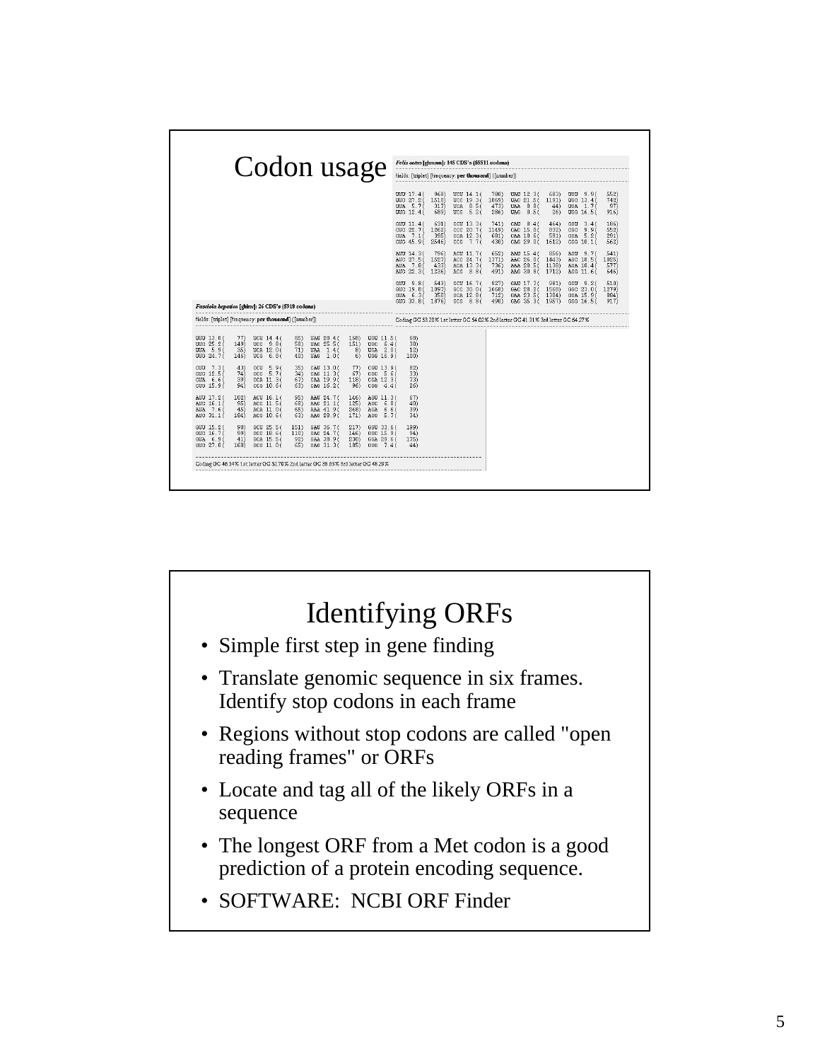# Codon usage

*Felis catus* [gbmam]: 145 CDS's (55511 codons)

fields: [triplet] [frequency: **per thousand**] ([number])

```
UUU 17.4(  968)  UCU 14.1(  780)  UAU 12.3(  683)  UGU  9.9(  552)
UUC 27.2( 1510)  UCC 19.3( 1069)  UAC 21.5( 1191)  UGC 13.4(  742)
UUA  5.7(  317)  UCA  8.5(  473)  UAA  0.8(   44)  UGA  1.7(   97)
UUG 12.4(  689)  UCG  5.2(  286)  UAG  0.5(   26)  UGG 16.5(  916)

CUU 11.4(  631)  CCU 13.3(  741)  CAU  8.4(  464)  CGU  3.4(  186)
CUC 22.7( 1262)  CCC 20.7( 1149)  CAC 15.0(  832)  CGC  9.9(  552)
CUA  7.1(  395)  CCA 12.3(  681)  CAA 10.6(  591)  CGA  5.2(  291)
CUG 45.9( 2546)  CCG  7.7(  430)  CAG 29.0( 1612)  CGG 10.1(  562)

AUU 14.3(  796)  ACU 11.7(  652)  AAU 15.4(  856)  AGU  9.7(  541)
AUC 27.5( 1527)  ACC 24.7( 1371)  AAC 26.0( 1443)  AGC 18.5( 1025)
AUA  7.8(  433)  ACA 13.3(  736)  AAA 20.5( 1138)  AGA 10.4(  577)
AUG 22.3( 1236)  ACG  8.8(  491)  AAG 30.8( 1712)  AGG 11.6(  646)

GUU  9.8(  543)  GCU 16.7(  927)  GAU 17.7(  981)  GGU  9.2(  510)
GUC 19.8( 1097)  GCC 30.0( 1668)  GAC 28.2( 1568)  GGC 23.0( 1279)
GUA  6.3(  350)  GCA 12.8(  712)  GAA 23.5( 1304)  GGA 15.9(  884)
GUG 33.8( 1876)  GCG  8.8(  490)  GAG 35.3( 1957)  GGG 16.5(  917)
```

Coding GC 53.20% 1st letter GC 54.02% 2nd letter GC 41.31% 3rd letter GC 64.27%

*Fasciola hepatica* [ginv]: 26 CDS's (5918 codons)

fields: [triplet] [frequency: **per thousand**] ([number])

```
UUU 13.0(   77)  UCU 14.4(   85)  UAU 28.4(  168)  UGU 11.5(   68)
UUC 25.2(  149)  UCC  9.8(   58)  UAC 25.5(  151)  UGC  6.4(   38)
UUA  5.9(   35)  UCA 12.0(   71)  UAA  1.4(    8)  UGA  2.0(   12)
UUG 24.7(  146)  UCG  6.8(   40)  UAG  1.0(    6)  UGG 16.9(  100)

CUU  7.3(   43)  CCU  5.9(   35)  CAU 13.0(   77)  CGU 13.9(   82)
CUC 12.5(   74)  CCC  5.7(   34)  CAC 11.3(   67)  CGC  5.6(   33)
CUA  6.6(   39)  CCA 11.3(   67)  CAA 19.9(  118)  CGA 12.3(   73)
CUG 15.9(   94)  CCG 10.6(   63)  CAG 16.2(   96)  CGG  4.4(   26)

AUU 17.2(  102)  ACU 16.1(   95)  AAU 24.7(  146)  AGU 11.3(   67)
AUC 16.1(   95)  ACC 11.5(   68)  AAC 21.1(  125)  AGC  6.8(   40)
AUA  7.6(   45)  ACA 11.0(   65)  AAA 41.9(  248)  AGA  6.6(   39)
AUG 31.1(  184)  ACG 10.6(   63)  AAG 28.9(  171)  AGG  5.7(   34)

GUU 15.2(   90)  GCU 25.5(  151)  GAU 36.7(  217)  GGU 33.6(  199)
GUC 16.7(   99)  GCC 18.6(  110)  GAC 24.7(  146)  GGC 15.9(   94)
GUA  6.9(   41)  GCA 15.5(   92)  GAA 38.9(  230)  GGA 29.6(  175)
GUG 27.0(  160)  GCG 11.0(   65)  GAG 31.3(  185)  GGG  7.4(   44)
```

Coding GC 46.34% 1st letter GC 52.70% 2nd letter GC 38.03% 3rd letter GC 48.29%

# Identifying ORFs

- Simple first step in gene finding
- Translate genomic sequence in six frames. Identify stop codons in each frame
- Regions without stop codons are called "open reading frames" or ORFs
- Locate and tag all of the likely ORFs in a sequence
- The longest ORF from a Met codon is a good prediction of a protein encoding sequence.
- SOFTWARE: NCBI ORF Finder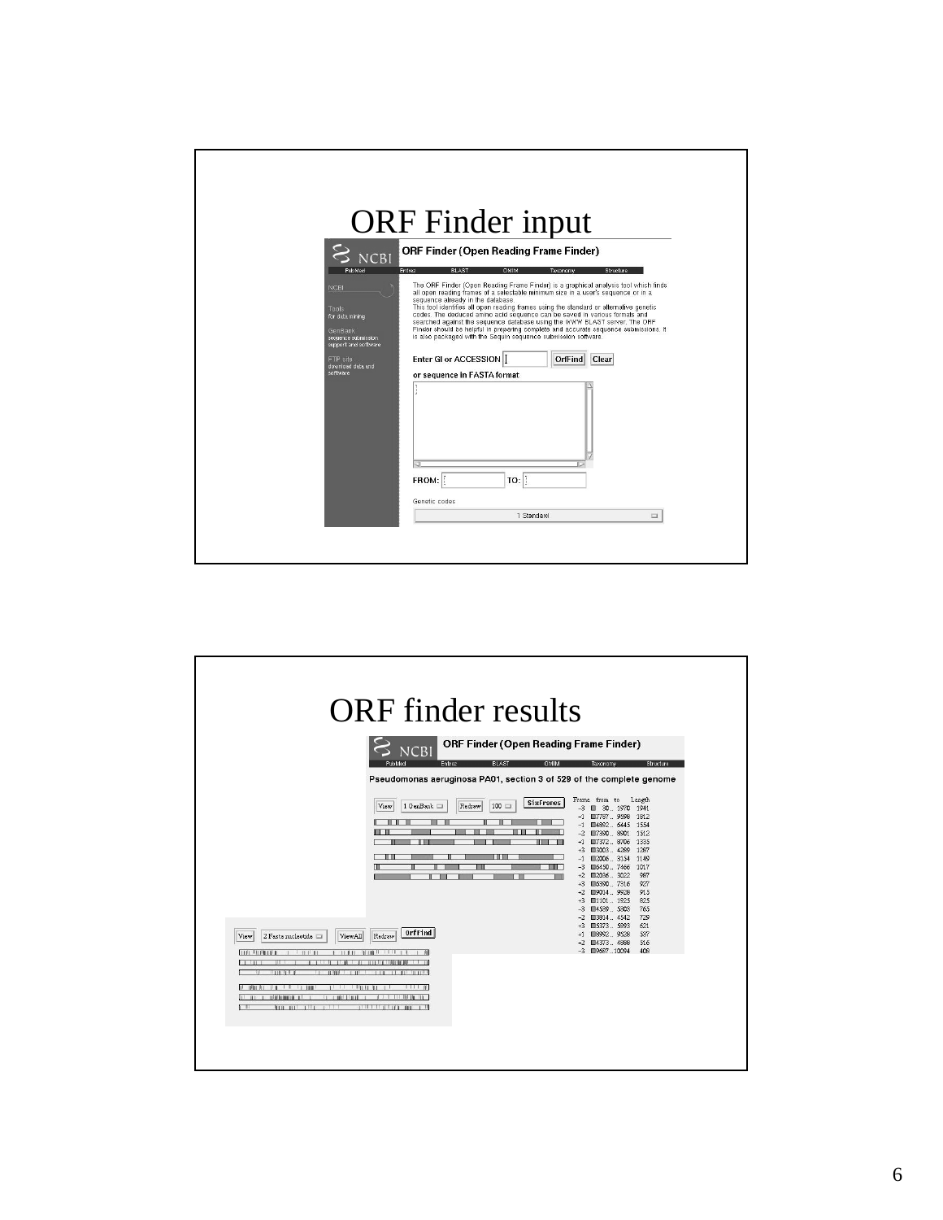# ORF Finder input

**ORF Finder (Open Reading Frame Finder)**

PubMed | Entrez | BLAST | OMIM | Taxonomy | Structure

NCBI

Tools
for data mining

GenBank
sequence submission
support and software

FTP site
download data and
software

The ORF Finder (Open Reading Frame Finder) is a graphical analysis tool which finds all open reading frames of a selectable minimum size in a user's sequence or in a sequence already in the database.
This tool identifies all open reading frames using the standard or alternative genetic codes. The deduced amino acid sequence can be saved in various formats and searched against the sequence database using the WWW BLAST server. The ORF Finder should be helpful in preparing complete and accurate sequence submissions. It is also packaged with the Sequin sequence submission software.

Enter GI or ACCESSION [ ] OrfFind Clear

or sequence in FASTA format

FROM: [ ] TO: [ ]

Genetic codes

1 Standard

# ORF finder results

**ORF Finder (Open Reading Frame Finder)**

PubMed | Entrez | BLAST | OMIM | Taxonomy | Structure

Pseudomonas aeruginosa PA01, section 3 of 529 of the complete genome

View | 1 GenBank | Redraw | 100 | SixFrames

| Frame | from | to | Length |
|---|---|---|---|
| -3 | 30 .. | 1970 | 1941 |
| -1 | 7787 .. | 9598 | 1812 |
| -1 | 4892 .. | 6445 | 1554 |
| -2 | 7390 .. | 8901 | 1512 |
| +1 | 7372 .. | 8706 | 1335 |
| +3 | 3003 .. | 4289 | 1287 |
| -1 | 2006 .. | 3154 | 1149 |
| -3 | 6450 .. | 7466 | 1017 |
| +2 | 2056 .. | 3022 | 967 |
| +3 | 6390 .. | 7316 | 927 |
| +2 | 9014 .. | 9928 | 915 |
| +3 | 1101 .. | 1925 | 825 |
| -3 | 4539 .. | 5303 | 765 |
| -2 | 3814 .. | 4542 | 729 |
| +3 | 5373 .. | 5993 | 621 |
| +1 | 8992 .. | 9528 | 537 |
| +2 | 4373 .. | 4888 | 516 |
| -3 | 9687 .. | 10094 | 408 |

View | 2 Fasta nucleotide | ViewAll | Redraw | OrfFind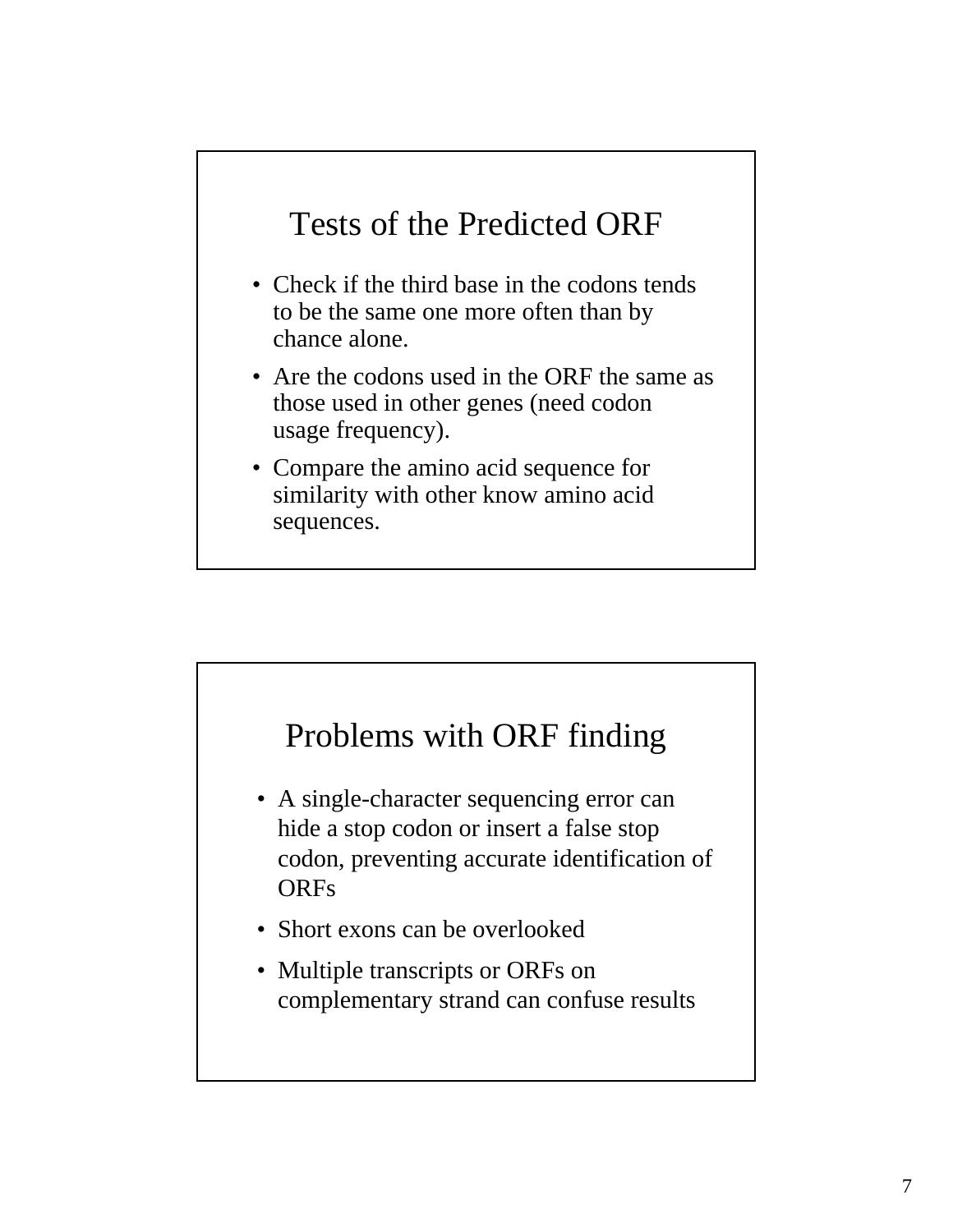## Tests of the Predicted ORF

- Check if the third base in the codons tends to be the same one more often than by chance alone.
- Are the codons used in the ORF the same as those used in other genes (need codon usage frequency).
- Compare the amino acid sequence for similarity with other know amino acid sequences.

## Problems with ORF finding

- A single-character sequencing error can hide a stop codon or insert a false stop codon, preventing accurate identification of ORFs
- Short exons can be overlooked
- Multiple transcripts or ORFs on complementary strand can confuse results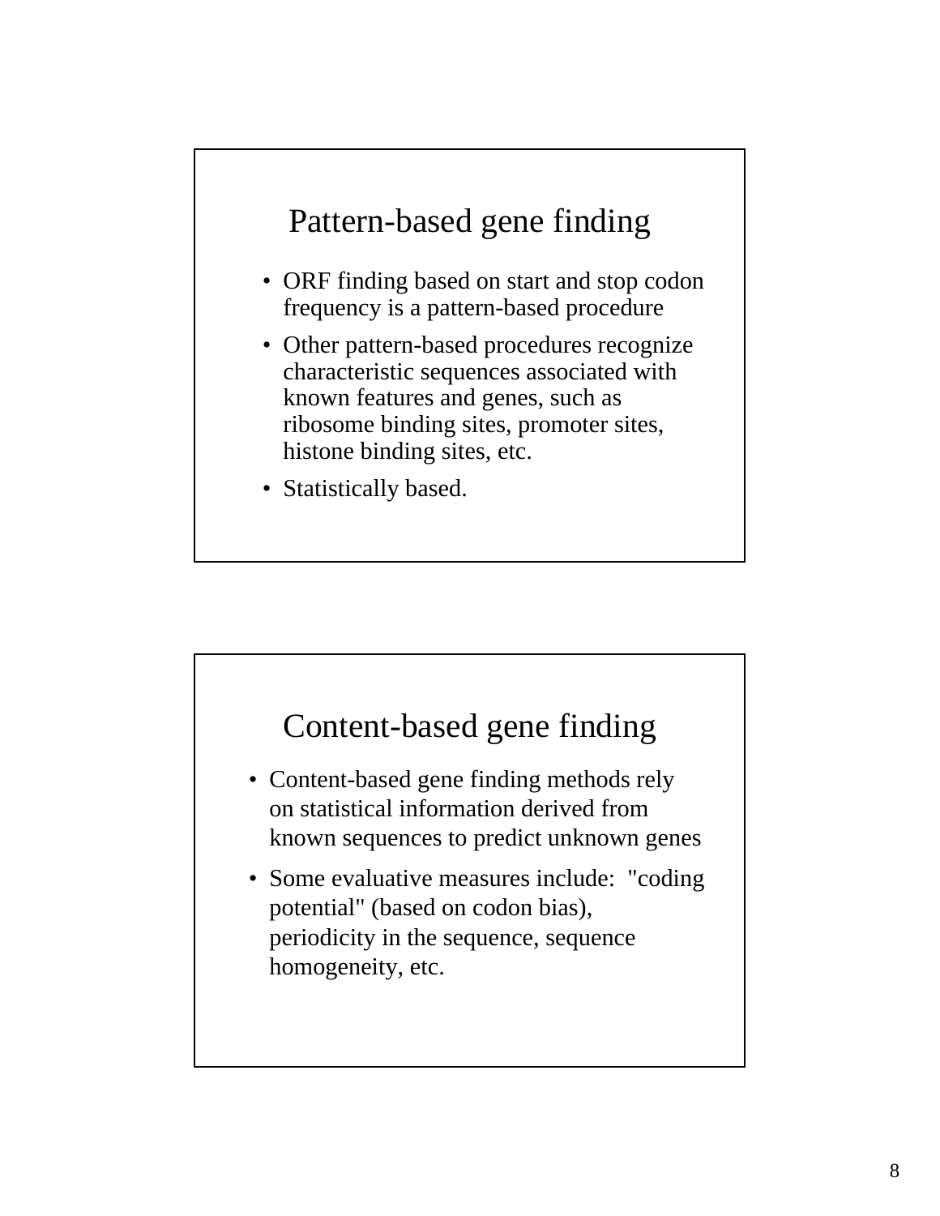## Pattern-based gene finding

- ORF finding based on start and stop codon frequency is a pattern-based procedure
- Other pattern-based procedures recognize characteristic sequences associated with known features and genes, such as ribosome binding sites, promoter sites, histone binding sites, etc.
- Statistically based.

## Content-based gene finding

- Content-based gene finding methods rely on statistical information derived from known sequences to predict unknown genes
- Some evaluative measures include: "coding potential" (based on codon bias), periodicity in the sequence, sequence homogeneity, etc.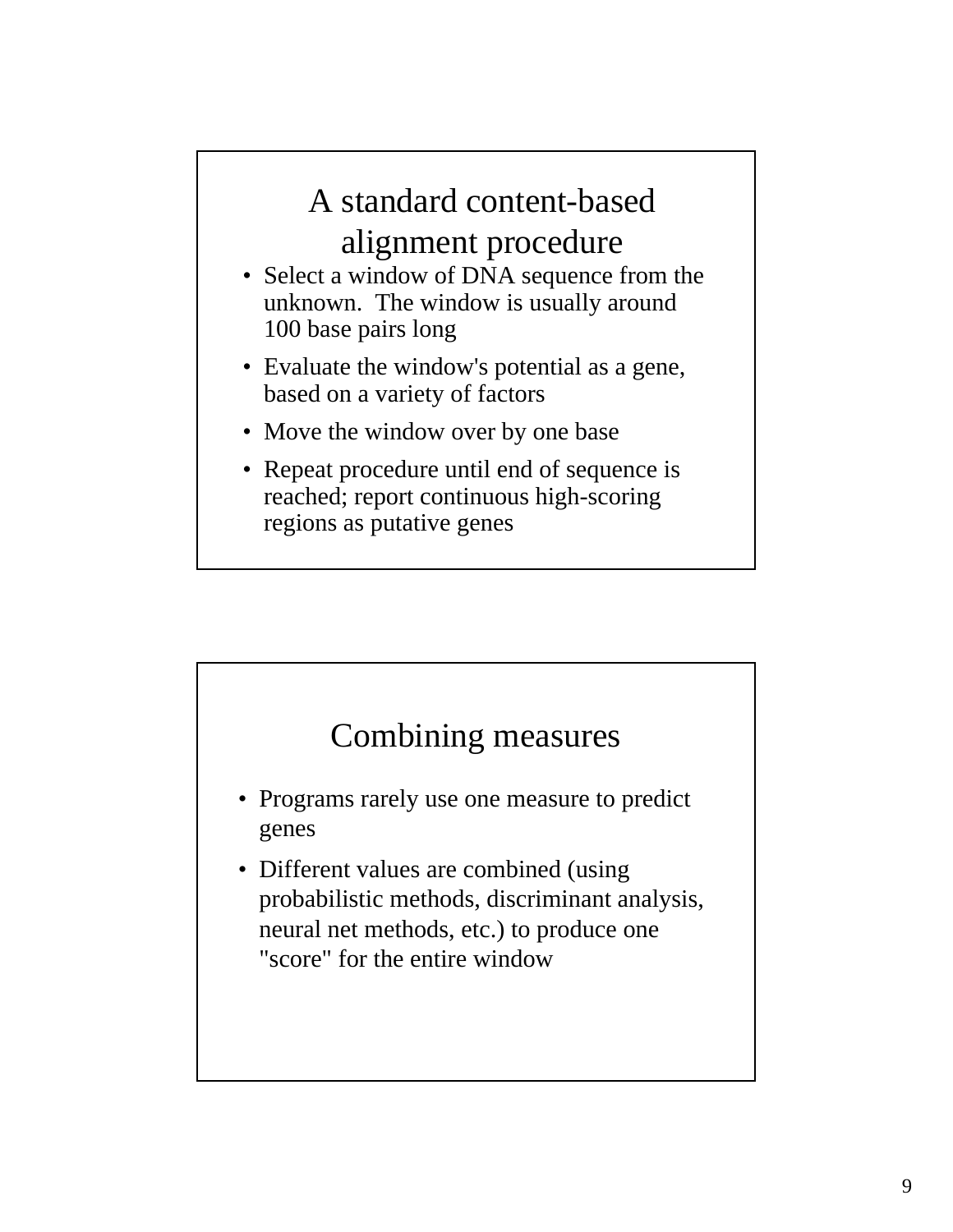## A standard content-based alignment procedure

- Select a window of DNA sequence from the unknown. The window is usually around 100 base pairs long
- Evaluate the window's potential as a gene, based on a variety of factors
- Move the window over by one base
- Repeat procedure until end of sequence is reached; report continuous high-scoring regions as putative genes

## Combining measures

- Programs rarely use one measure to predict genes
- Different values are combined (using probabilistic methods, discriminant analysis, neural net methods, etc.) to produce one "score" for the entire window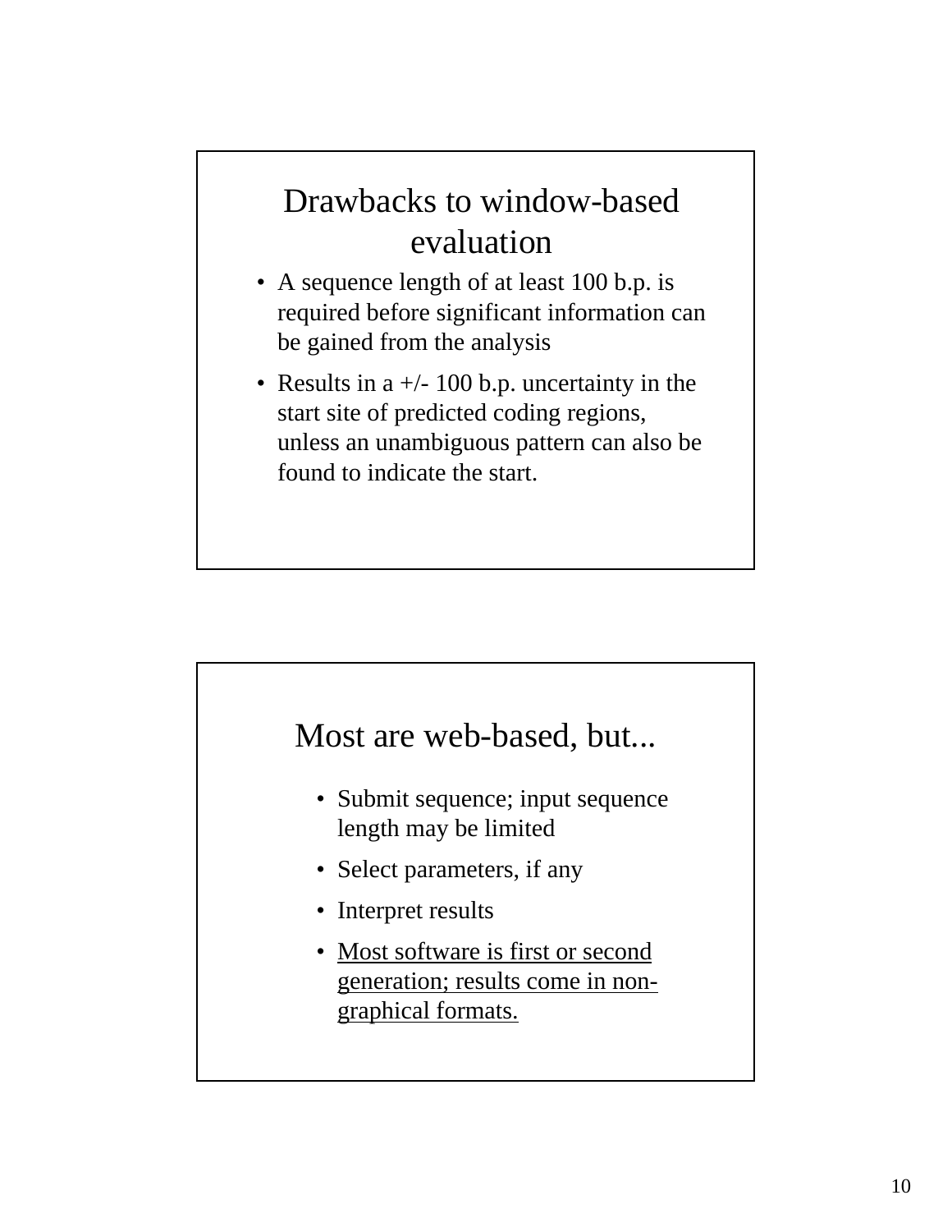## Drawbacks to window-based evaluation

- A sequence length of at least 100 b.p. is required before significant information can be gained from the analysis
- Results in a +/- 100 b.p. uncertainty in the start site of predicted coding regions, unless an unambiguous pattern can also be found to indicate the start.

## Most are web-based, but...

- Submit sequence; input sequence length may be limited
- Select parameters, if any
- Interpret results
- <u>Most software is first or second generation; results come in non-graphical formats.</u>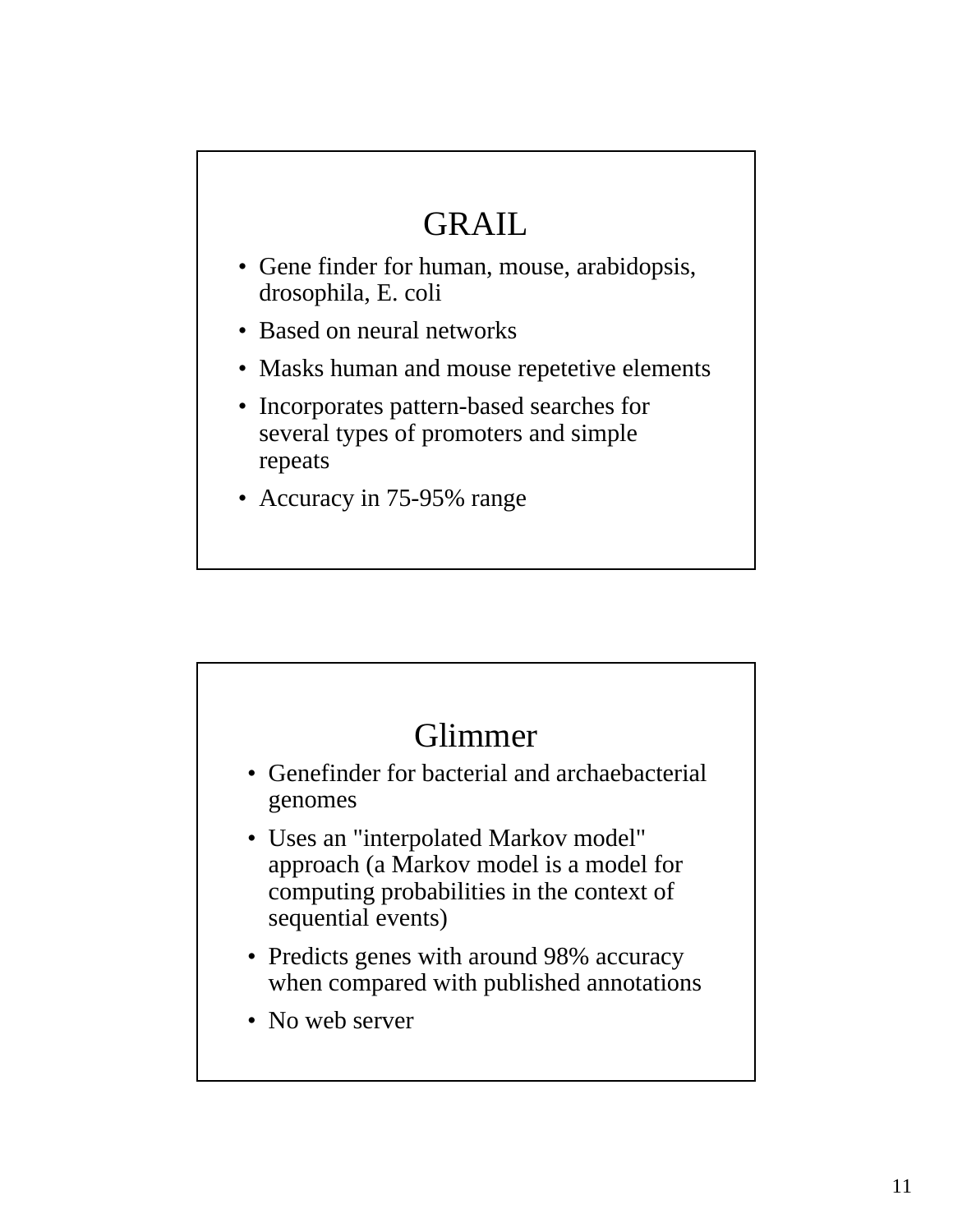## GRAIL

- Gene finder for human, mouse, arabidopsis, drosophila, E. coli
- Based on neural networks
- Masks human and mouse repetetive elements
- Incorporates pattern-based searches for several types of promoters and simple repeats
- Accuracy in 75-95% range

## Glimmer

- Genefinder for bacterial and archaebacterial genomes
- Uses an "interpolated Markov model" approach (a Markov model is a model for computing probabilities in the context of sequential events)
- Predicts genes with around 98% accuracy when compared with published annotations
- No web server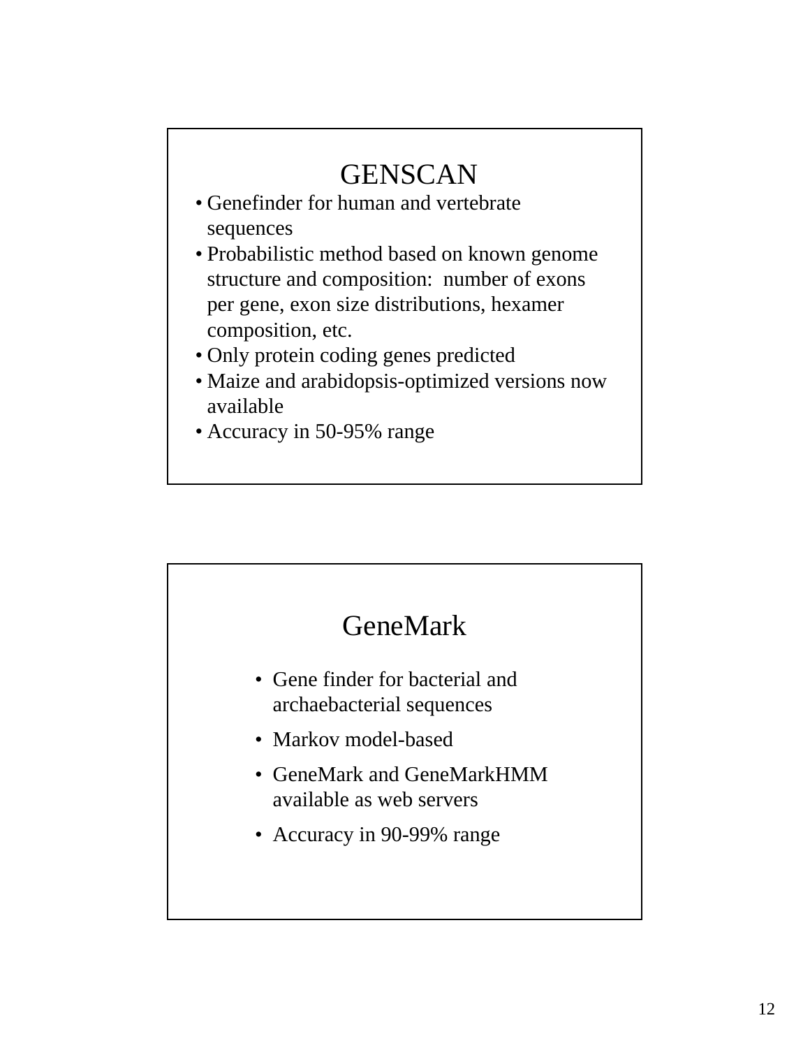## GENSCAN

- Genefinder for human and vertebrate sequences
- Probabilistic method based on known genome structure and composition: number of exons per gene, exon size distributions, hexamer composition, etc.
- Only protein coding genes predicted
- Maize and arabidopsis-optimized versions now available
- Accuracy in 50-95% range

## GeneMark

- Gene finder for bacterial and archaebacterial sequences
- Markov model-based
- GeneMark and GeneMarkHMM available as web servers
- Accuracy in 90-99% range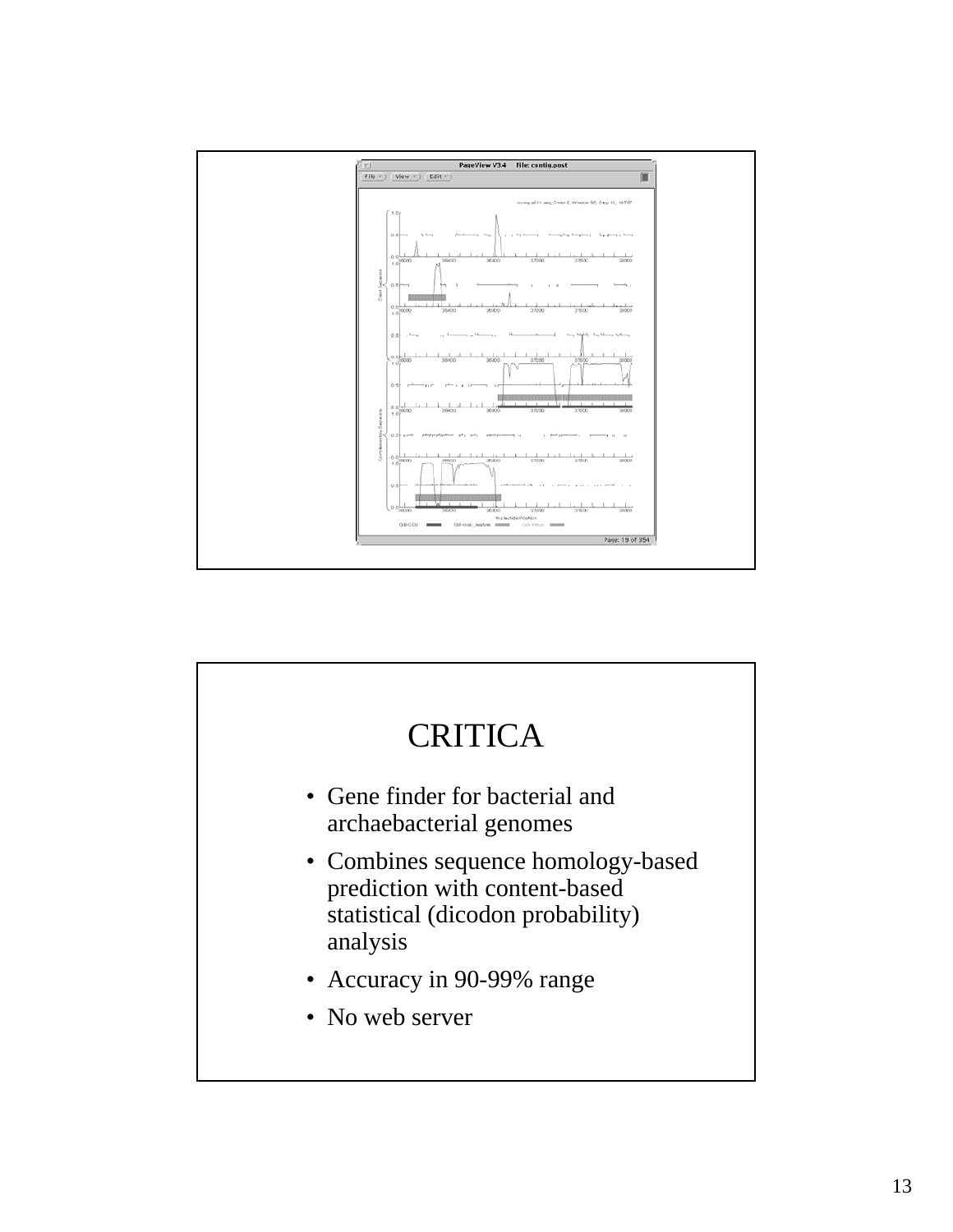# CRITICA

- Gene finder for bacterial and archaebacterial genomes
- Combines sequence homology-based prediction with content-based statistical (dicodon probability) analysis
- Accuracy in 90-99% range
- No web server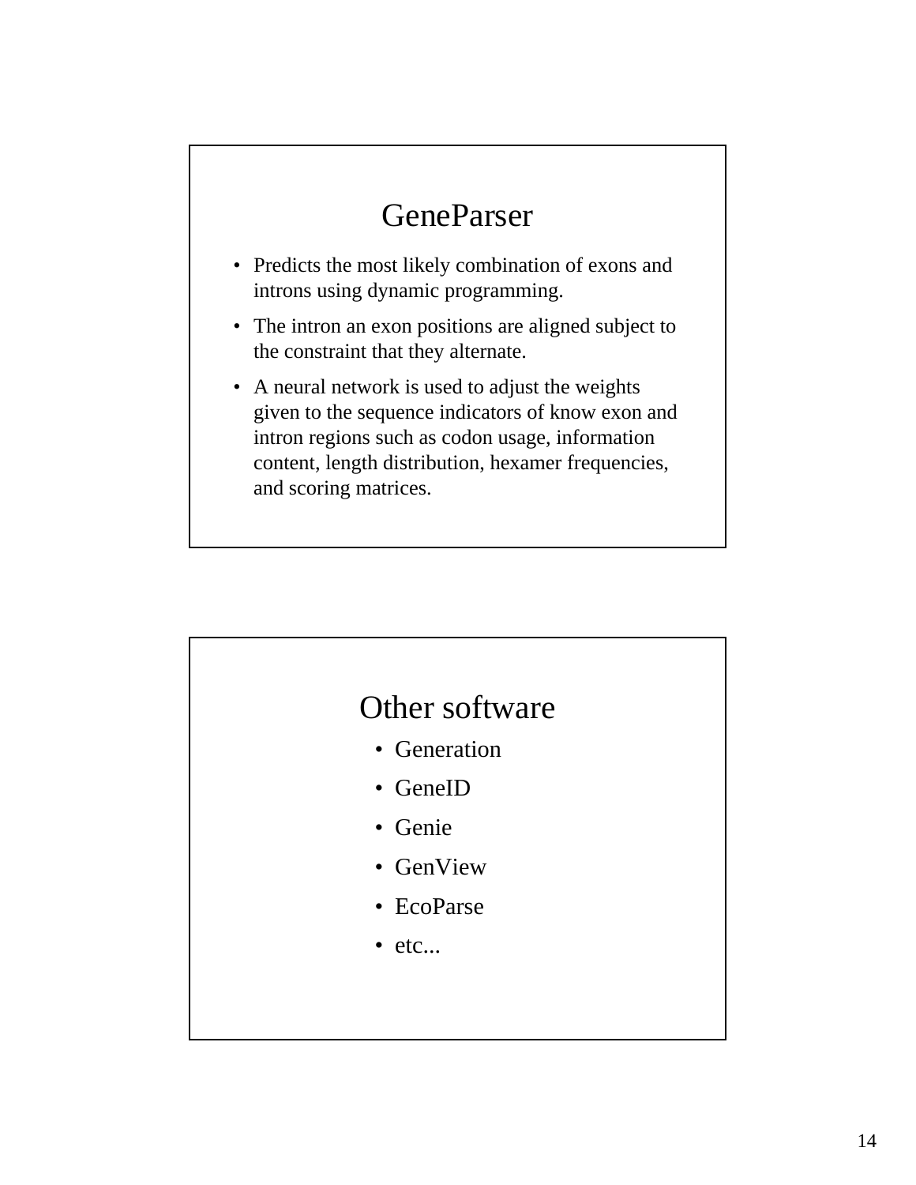## GeneParser

- Predicts the most likely combination of exons and introns using dynamic programming.
- The intron an exon positions are aligned subject to the constraint that they alternate.
- A neural network is used to adjust the weights given to the sequence indicators of know exon and intron regions such as codon usage, information content, length distribution, hexamer frequencies, and scoring matrices.

## Other software

- Generation
- GeneID
- Genie
- GenView
- EcoParse
- etc...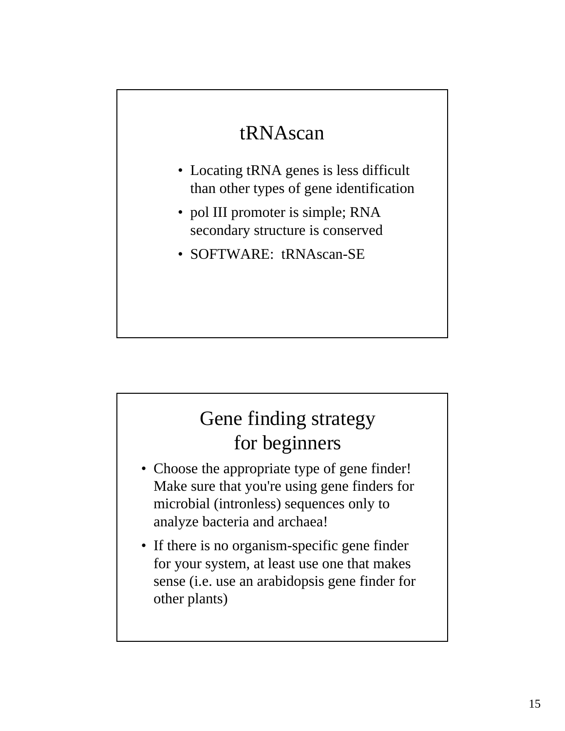## tRNAscan

- Locating tRNA genes is less difficult than other types of gene identification
- pol III promoter is simple; RNA secondary structure is conserved
- SOFTWARE: tRNAscan-SE

## Gene finding strategy for beginners

- Choose the appropriate type of gene finder! Make sure that you're using gene finders for microbial (intronless) sequences only to analyze bacteria and archaea!
- If there is no organism-specific gene finder for your system, at least use one that makes sense (i.e. use an arabidopsis gene finder for other plants)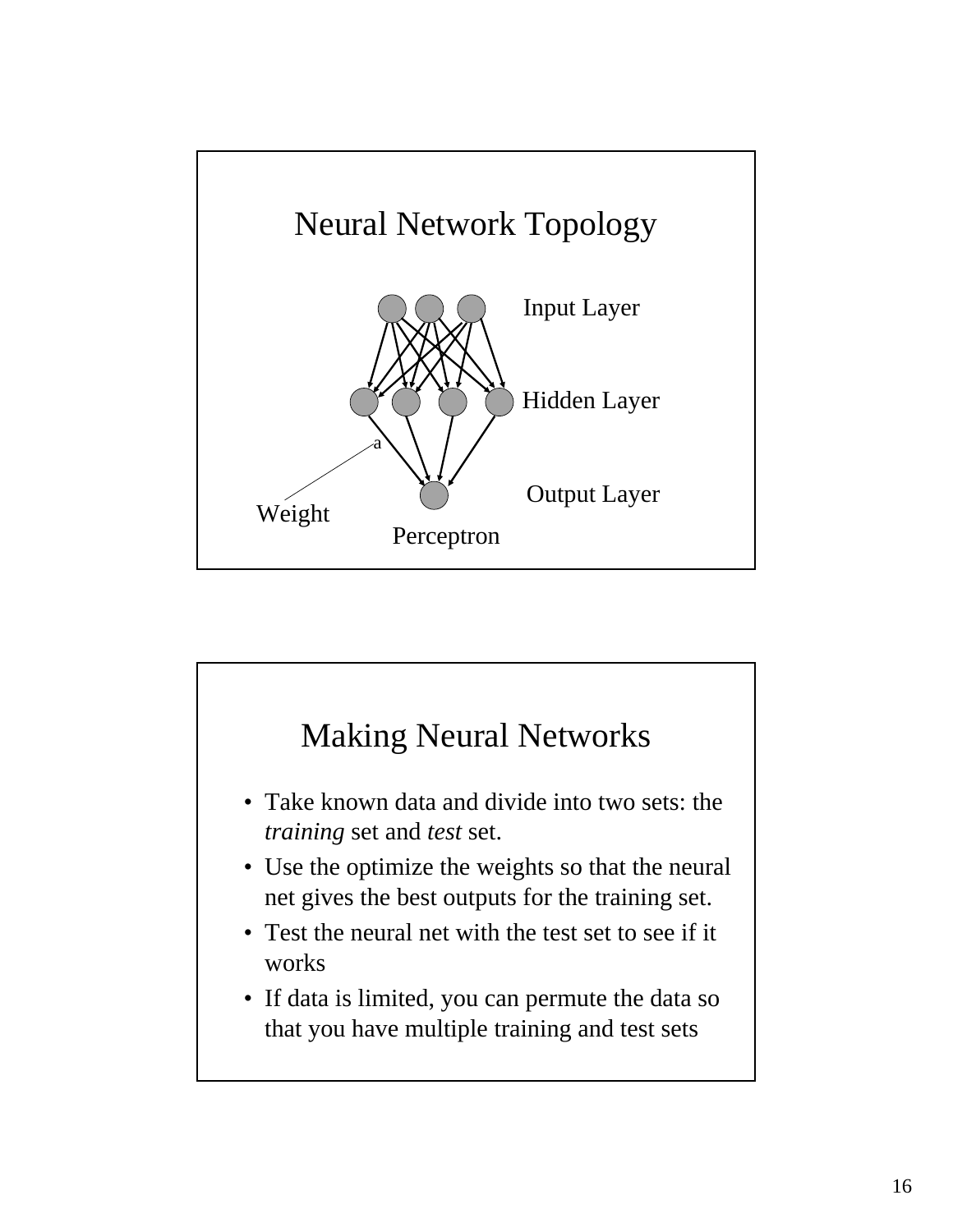## Neural Network Topology

Input Layer

Hidden Layer

a

Output Layer

Weight

Perceptron

## Making Neural Networks

- Take known data and divide into two sets: the *training* set and *test* set.
- Use the optimize the weights so that the neural net gives the best outputs for the training set.
- Test the neural net with the test set to see if it works
- If data is limited, you can permute the data so that you have multiple training and test sets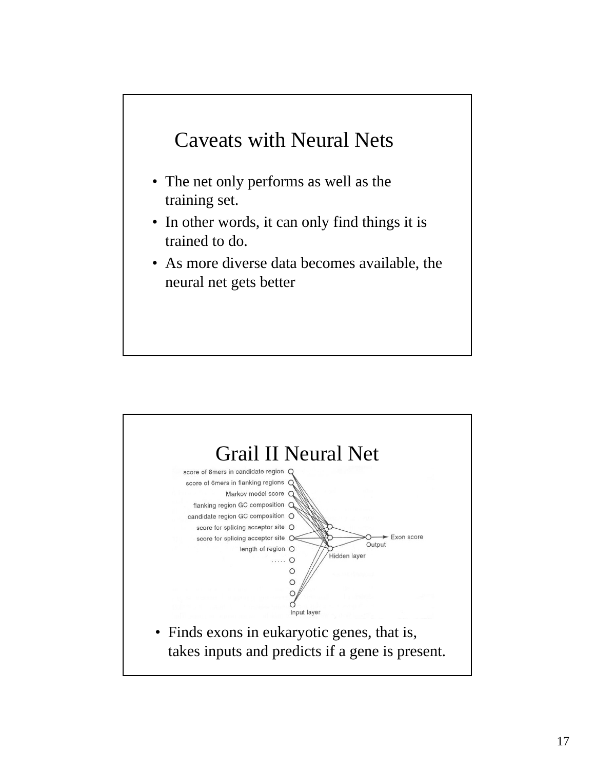## Caveats with Neural Nets

- The net only performs as well as the training set.
- In other words, it can only find things it is trained to do.
- As more diverse data becomes available, the neural net gets better

## Grail II Neural Net

score of 6mers in candidate region
score of 6mers in flanking regions
Markov model score
flanking region GC composition
candidate region GC composition
score for splicing acceptor site
score for splicing acceptor site
length of region
.....

Input layer
Hidden layer
Output
Exon score

- Finds exons in eukaryotic genes, that is, takes inputs and predicts if a gene is present.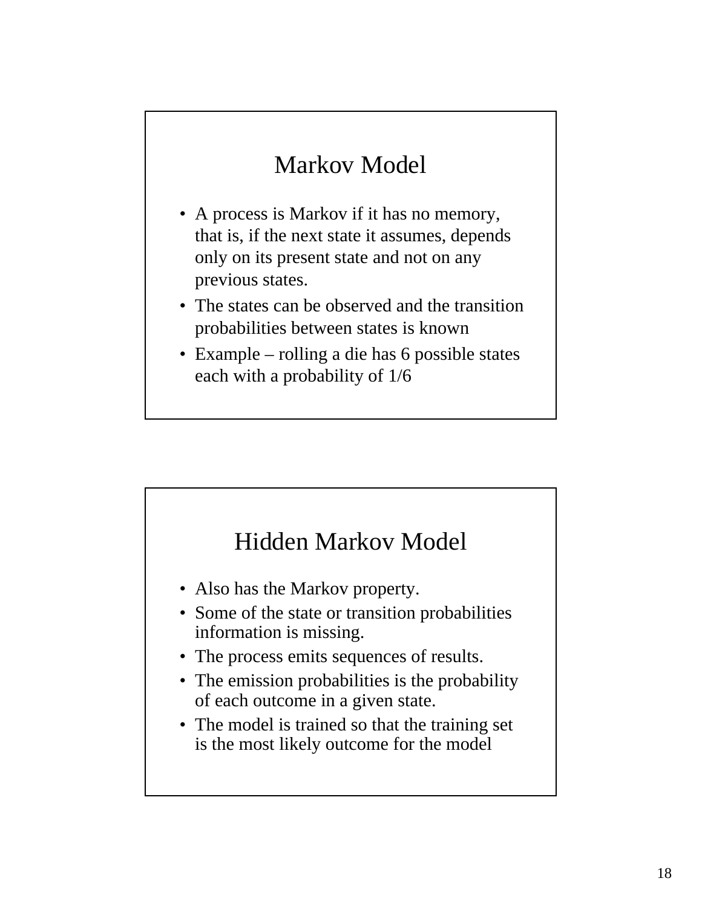## Markov Model

- A process is Markov if it has no memory, that is, if the next state it assumes, depends only on its present state and not on any previous states.
- The states can be observed and the transition probabilities between states is known
- Example – rolling a die has 6 possible states each with a probability of 1/6

## Hidden Markov Model

- Also has the Markov property.
- Some of the state or transition probabilities information is missing.
- The process emits sequences of results.
- The emission probabilities is the probability of each outcome in a given state.
- The model is trained so that the training set is the most likely outcome for the model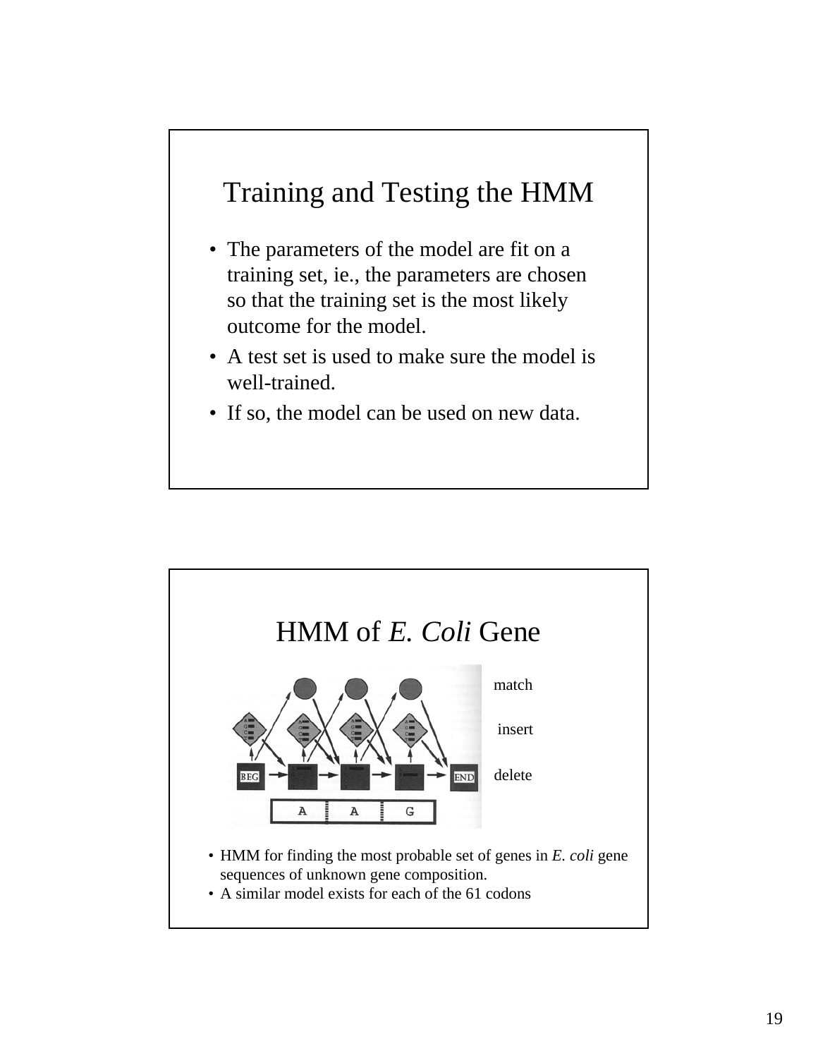## Training and Testing the HMM

- The parameters of the model are fit on a training set, ie., the parameters are chosen so that the training set is the most likely outcome for the model.
- A test set is used to make sure the model is well-trained.
- If so, the model can be used on new data.

## HMM of *E. Coli* Gene

match

insert

delete

- HMM for finding the most probable set of genes in *E. coli* gene sequences of unknown gene composition.
- A similar model exists for each of the 61 codons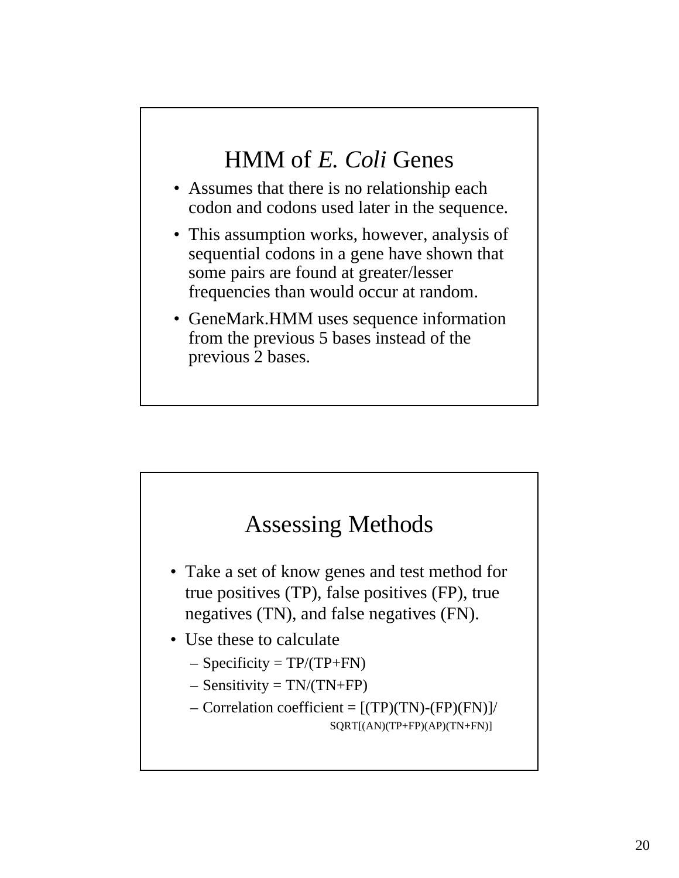## HMM of *E. Coli* Genes

- Assumes that there is no relationship each codon and codons used later in the sequence.
- This assumption works, however, analysis of sequential codons in a gene have shown that some pairs are found at greater/lesser frequencies than would occur at random.
- GeneMark.HMM uses sequence information from the previous 5 bases instead of the previous 2 bases.

## Assessing Methods

- Take a set of know genes and test method for true positives (TP), false positives (FP), true negatives (TN), and false negatives (FN).
- Use these to calculate
  - Specificity = TP/(TP+FN)
  - Sensitivity = TN/(TN+FP)
  - Correlation coefficient = [(TP)(TN)-(FP)(FN)]/ SQRT[(AN)(TP+FP)(AP)(TN+FN)]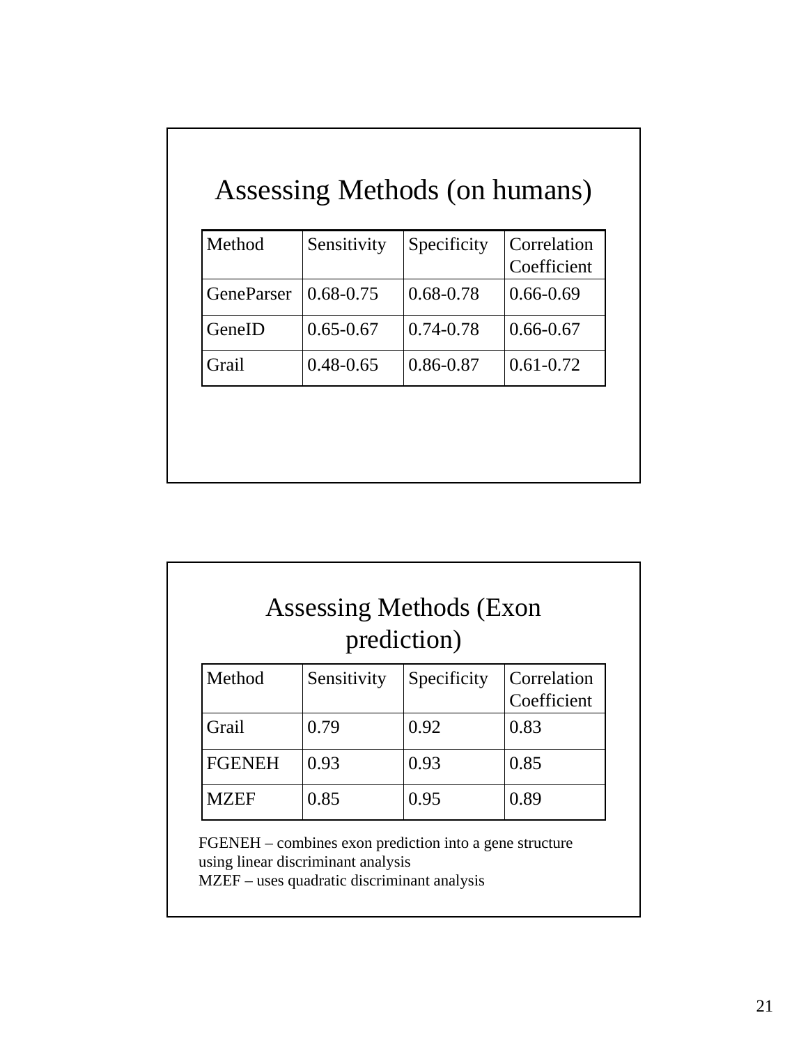## Assessing Methods (on humans)

| Method | Sensitivity | Specificity | Correlation Coefficient |
| --- | --- | --- | --- |
| GeneParser | 0.68-0.75 | 0.68-0.78 | 0.66-0.69 |
| GeneID | 0.65-0.67 | 0.74-0.78 | 0.66-0.67 |
| Grail | 0.48-0.65 | 0.86-0.87 | 0.61-0.72 |

## Assessing Methods (Exon prediction)

| Method | Sensitivity | Specificity | Correlation Coefficient |
| --- | --- | --- | --- |
| Grail | 0.79 | 0.92 | 0.83 |
| FGENEH | 0.93 | 0.93 | 0.85 |
| MZEF | 0.85 | 0.95 | 0.89 |

FGENEH – combines exon prediction into a gene structure using linear discriminant analysis
MZEF – uses quadratic discriminant analysis